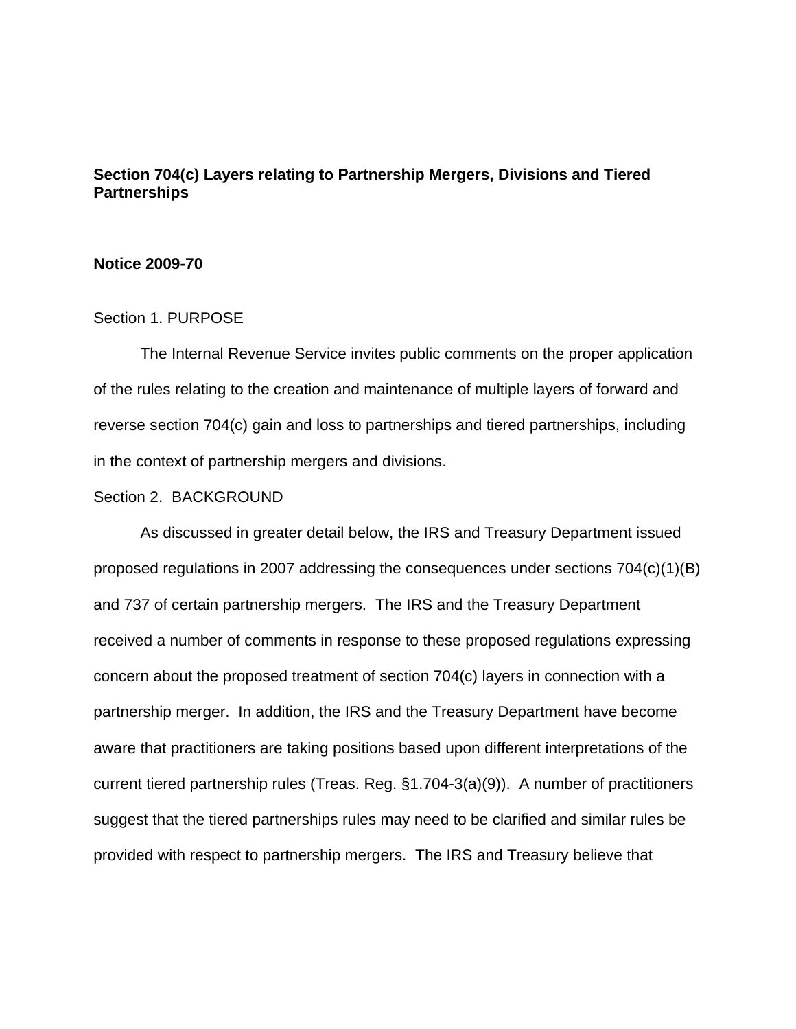**Section 704(c) Layers relating to Partnership Mergers, Divisions and Tiered Partnerships**

**Notice 2009-70**

Section 1. PURPOSE

The Internal Revenue Service invites public comments on the proper application of the rules relating to the creation and maintenance of multiple layers of forward and reverse section 704(c) gain and loss to partnerships and tiered partnerships, including in the context of partnership mergers and divisions.

Section 2. BACKGROUND

As discussed in greater detail below, the IRS and Treasury Department issued proposed regulations in 2007 addressing the consequences under sections 704(c)(1)(B) and 737 of certain partnership mergers. The IRS and the Treasury Department received a number of comments in response to these proposed regulations expressing concern about the proposed treatment of section 704(c) layers in connection with a partnership merger. In addition, the IRS and the Treasury Department have become aware that practitioners are taking positions based upon different interpretations of the current tiered partnership rules (Treas. Reg. §1.704-3(a)(9)). A number of practitioners suggest that the tiered partnerships rules may need to be clarified and similar rules be provided with respect to partnership mergers. The IRS and Treasury believe that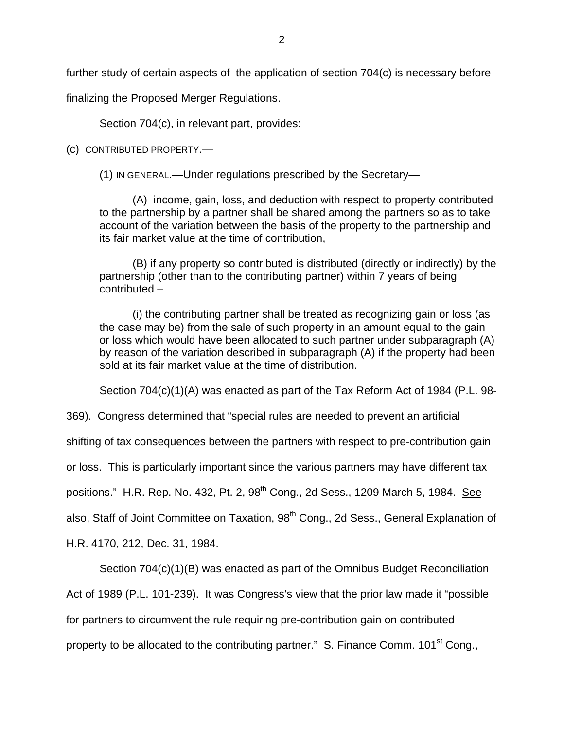further study of certain aspects of the application of section 704(c) is necessary before finalizing the Proposed Merger Regulations.

Section 704(c), in relevant part, provides:

(c) CONTRIBUTED PROPERTY.—

> (1) IN GENERAL.—Under regulations prescribed by the Secretary—
>
> (A) income, gain, loss, and deduction with respect to property contributed to the partnership by a partner shall be shared among the partners so as to take account of the variation between the basis of the property to the partnership and its fair market value at the time of contribution,
>
> (B) if any property so contributed is distributed (directly or indirectly) by the partnership (other than to the contributing partner) within 7 years of being contributed –
>
> (i) the contributing partner shall be treated as recognizing gain or loss (as the case may be) from the sale of such property in an amount equal to the gain or loss which would have been allocated to such partner under subparagraph (A) by reason of the variation described in subparagraph (A) if the property had been sold at its fair market value at the time of distribution.

Section 704(c)(1)(A) was enacted as part of the Tax Reform Act of 1984 (P.L. 98-369). Congress determined that "special rules are needed to prevent an artificial shifting of tax consequences between the partners with respect to pre-contribution gain or loss. This is particularly important since the various partners may have different tax positions." H.R. Rep. No. 432, Pt. 2, 98th Cong., 2d Sess., 1209 March 5, 1984. See also, Staff of Joint Committee on Taxation, 98th Cong., 2d Sess., General Explanation of H.R. 4170, 212, Dec. 31, 1984.

Section 704(c)(1)(B) was enacted as part of the Omnibus Budget Reconciliation Act of 1989 (P.L. 101-239). It was Congress's view that the prior law made it "possible for partners to circumvent the rule requiring pre-contribution gain on contributed property to be allocated to the contributing partner." S. Finance Comm. 101st Cong.,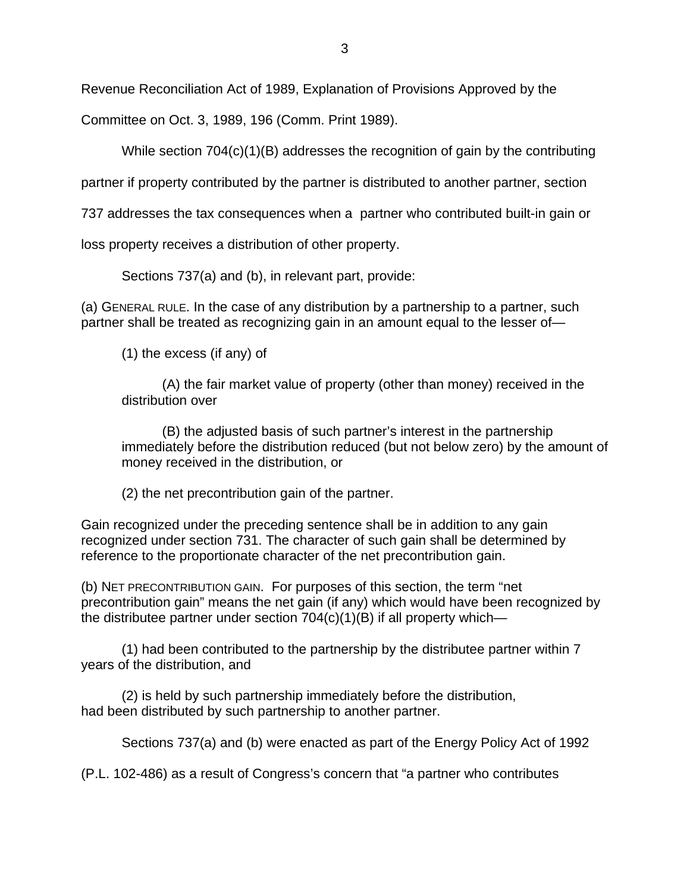Revenue Reconciliation Act of 1989, Explanation of Provisions Approved by the Committee on Oct. 3, 1989, 196 (Comm. Print 1989).

While section 704(c)(1)(B) addresses the recognition of gain by the contributing partner if property contributed by the partner is distributed to another partner, section 737 addresses the tax consequences when a partner who contributed built-in gain or loss property receives a distribution of other property.

Sections 737(a) and (b), in relevant part, provide:

(a) GENERAL RULE. In the case of any distribution by a partnership to a partner, such partner shall be treated as recognizing gain in an amount equal to the lesser of—

(1) the excess (if any) of

(A) the fair market value of property (other than money) received in the distribution over

(B) the adjusted basis of such partner's interest in the partnership immediately before the distribution reduced (but not below zero) by the amount of money received in the distribution, or

(2) the net precontribution gain of the partner.

Gain recognized under the preceding sentence shall be in addition to any gain recognized under section 731. The character of such gain shall be determined by reference to the proportionate character of the net precontribution gain.

(b) NET PRECONTRIBUTION GAIN. For purposes of this section, the term "net precontribution gain" means the net gain (if any) which would have been recognized by the distributee partner under section 704(c)(1)(B) if all property which—

(1) had been contributed to the partnership by the distributee partner within 7 years of the distribution, and

(2) is held by such partnership immediately before the distribution, had been distributed by such partnership to another partner.

Sections 737(a) and (b) were enacted as part of the Energy Policy Act of 1992 (P.L. 102-486) as a result of Congress's concern that "a partner who contributes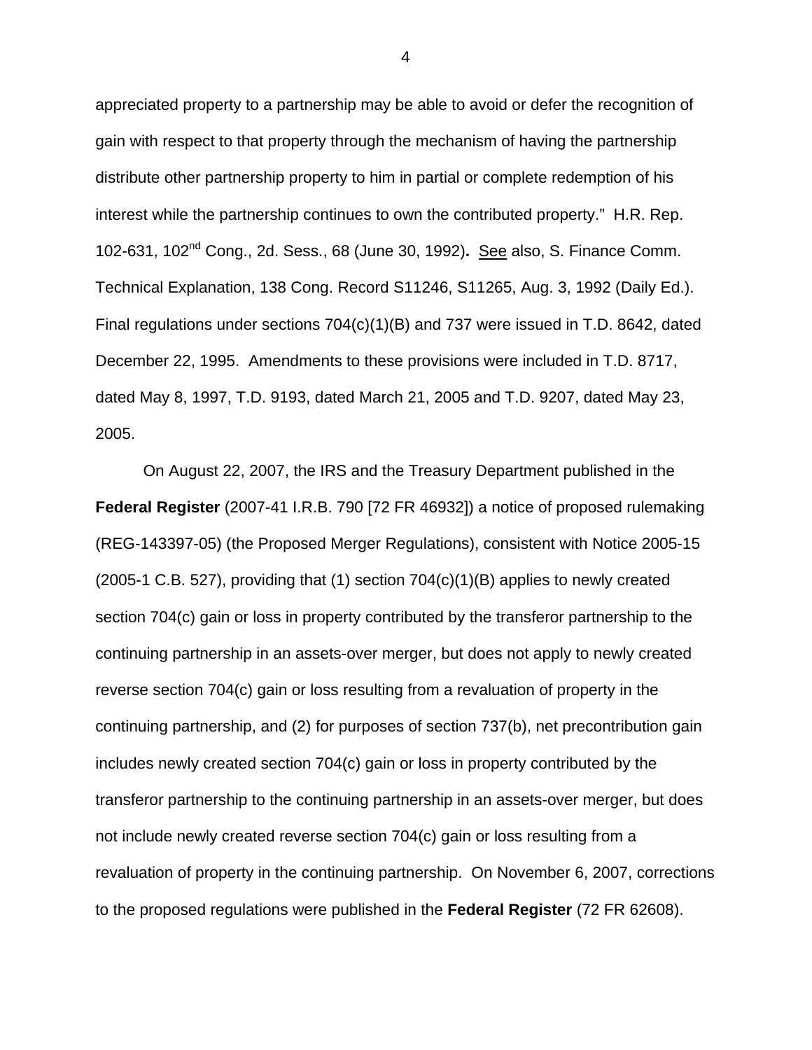appreciated property to a partnership may be able to avoid or defer the recognition of gain with respect to that property through the mechanism of having the partnership distribute other partnership property to him in partial or complete redemption of his interest while the partnership continues to own the contributed property." H.R. Rep. 102-631, 102nd Cong., 2d. Sess., 68 (June 30, 1992). See also, S. Finance Comm. Technical Explanation, 138 Cong. Record S11246, S11265, Aug. 3, 1992 (Daily Ed.). Final regulations under sections 704(c)(1)(B) and 737 were issued in T.D. 8642, dated December 22, 1995. Amendments to these provisions were included in T.D. 8717, dated May 8, 1997, T.D. 9193, dated March 21, 2005 and T.D. 9207, dated May 23, 2005.

On August 22, 2007, the IRS and the Treasury Department published in the **Federal Register** (2007-41 I.R.B. 790 [72 FR 46932]) a notice of proposed rulemaking (REG-143397-05) (the Proposed Merger Regulations), consistent with Notice 2005-15 (2005-1 C.B. 527), providing that (1) section 704(c)(1)(B) applies to newly created section 704(c) gain or loss in property contributed by the transferor partnership to the continuing partnership in an assets-over merger, but does not apply to newly created reverse section 704(c) gain or loss resulting from a revaluation of property in the continuing partnership, and (2) for purposes of section 737(b), net precontribution gain includes newly created section 704(c) gain or loss in property contributed by the transferor partnership to the continuing partnership in an assets-over merger, but does not include newly created reverse section 704(c) gain or loss resulting from a revaluation of property in the continuing partnership. On November 6, 2007, corrections to the proposed regulations were published in the **Federal Register** (72 FR 62608).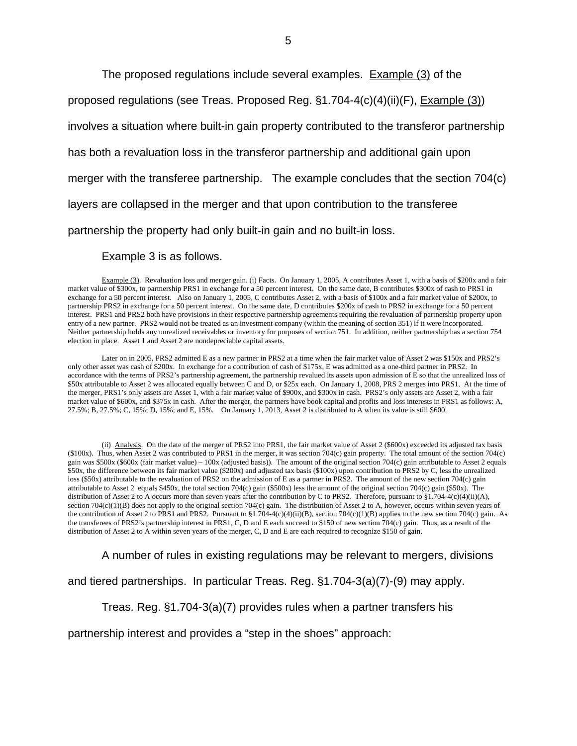The proposed regulations include several examples. Example (3) of the proposed regulations (see Treas. Proposed Reg. §1.704-4(c)(4)(ii)(F), Example (3)) involves a situation where built-in gain property contributed to the transferor partnership has both a revaluation loss in the transferor partnership and additional gain upon merger with the transferee partnership. The example concludes that the section 704(c) layers are collapsed in the merger and that upon contribution to the transferee partnership the property had only built-in gain and no built-in loss.

Example 3 is as follows.

Example (3). Revaluation loss and merger gain. (i) Facts. On January 1, 2005, A contributes Asset 1, with a basis of \$200x and a fair market value of \$300x, to partnership PRS1 in exchange for a 50 percent interest. On the same date, B contributes \$300x of cash to PRS1 in exchange for a 50 percent interest. Also on January 1, 2005, C contributes Asset 2, with a basis of \$100x and a fair market value of \$200x, to partnership PRS2 in exchange for a 50 percent interest. On the same date, D contributes \$200x of cash to PRS2 in exchange for a 50 percent interest. PRS1 and PRS2 both have provisions in their respective partnership agreements requiring the revaluation of partnership property upon entry of a new partner. PRS2 would not be treated as an investment company (within the meaning of section 351) if it were incorporated. Neither partnership holds any unrealized receivables or inventory for purposes of section 751. In addition, neither partnership has a section 754 election in place. Asset 1 and Asset 2 are nondepreciable capital assets.

Later on in 2005, PRS2 admitted E as a new partner in PRS2 at a time when the fair market value of Asset 2 was \$150x and PRS2's only other asset was cash of \$200x. In exchange for a contribution of cash of \$175x, E was admitted as a one-third partner in PRS2. In accordance with the terms of PRS2's partnership agreement, the partnership revalued its assets upon admission of E so that the unrealized loss of \$50x attributable to Asset 2 was allocated equally between C and D, or \$25x each. On January 1, 2008, PRS 2 merges into PRS1. At the time of the merger, PRS1's only assets are Asset 1, with a fair market value of \$900x, and \$300x in cash. PRS2's only assets are Asset 2, with a fair market value of \$600x, and \$375x in cash. After the merger, the partners have book capital and profits and loss interests in PRS1 as follows: A, 27.5%; B, 27.5%; C, 15%; D, 15%; and E, 15%. On January 1, 2013, Asset 2 is distributed to A when its value is still \$600.

(ii) Analysis. On the date of the merger of PRS2 into PRS1, the fair market value of Asset 2 (\$600x) exceeded its adjusted tax basis (\$100x). Thus, when Asset 2 was contributed to PRS1 in the merger, it was section 704(c) gain property. The total amount of the section 704(c) gain was \$500x (\$600x (fair market value) – 100x (adjusted basis)). The amount of the original section 704(c) gain attributable to Asset 2 equals \$50x, the difference between its fair market value (\$200x) and adjusted tax basis (\$100x) upon contribution to PRS2 by C, less the unrealized loss (\$50x) attributable to the revaluation of PRS2 on the admission of E as a partner in PRS2. The amount of the new section 704(c) gain attributable to Asset 2 equals \$450x, the total section 704(c) gain (\$500x) less the amount of the original section 704(c) gain (\$50x). The distribution of Asset 2 to A occurs more than seven years after the contribution by C to PRS2. Therefore, pursuant to §1.704-4(c)(4)(ii)(A), section 704(c)(1)(B) does not apply to the original section 704(c) gain. The distribution of Asset 2 to A, however, occurs within seven years of the contribution of Asset 2 to PRS1 and PRS2. Pursuant to §1.704-4(c)(4)(ii)(B), section 704(c)(1)(B) applies to the new section 704(c) gain. As the transferees of PRS2's partnership interest in PRS1, C, D and E each succeed to \$150 of new section 704(c) gain. Thus, as a result of the distribution of Asset 2 to A within seven years of the merger, C, D and E are each required to recognize \$150 of gain.

A number of rules in existing regulations may be relevant to mergers, divisions and tiered partnerships. In particular Treas. Reg. §1.704-3(a)(7)-(9) may apply.

Treas. Reg. §1.704-3(a)(7) provides rules when a partner transfers his partnership interest and provides a "step in the shoes" approach: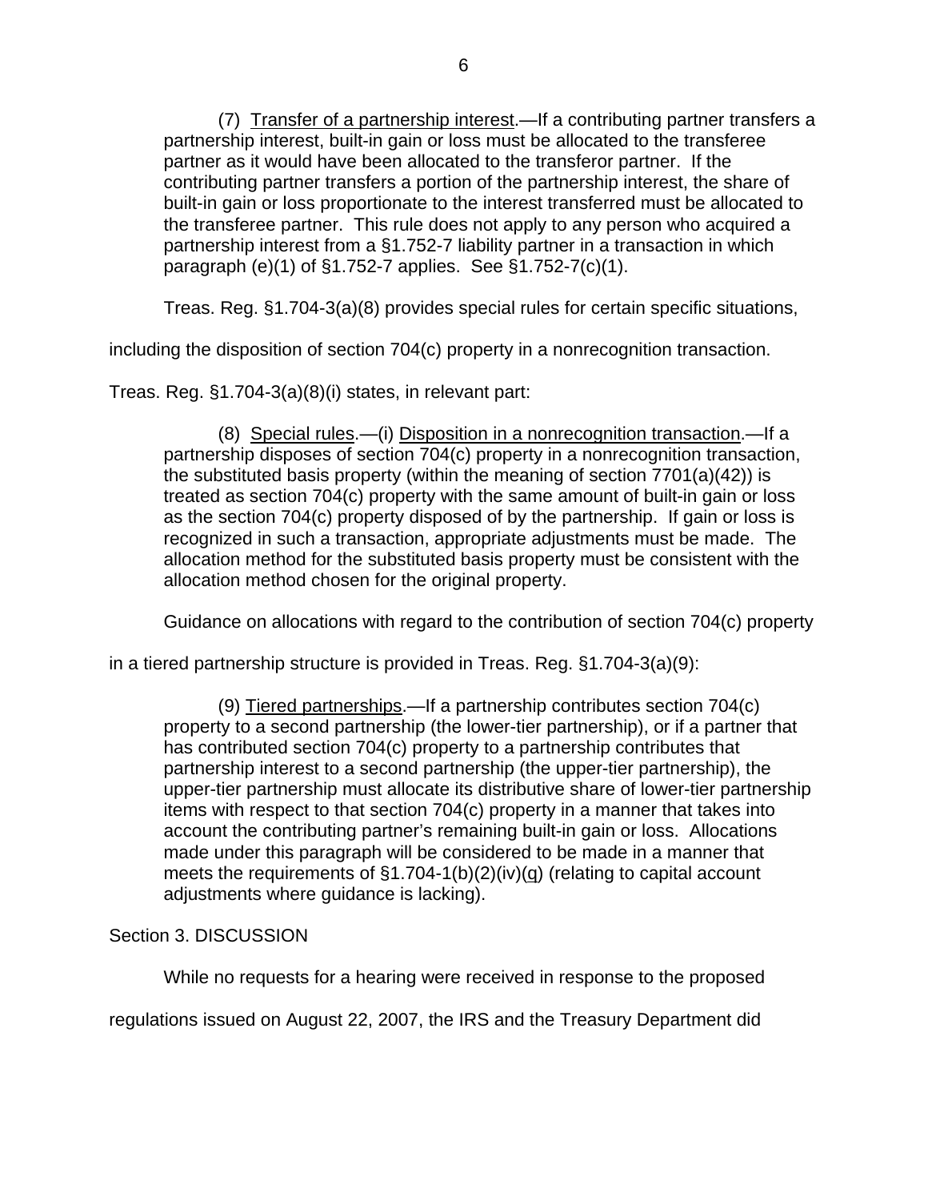(7) Transfer of a partnership interest.—If a contributing partner transfers a partnership interest, built-in gain or loss must be allocated to the transferee partner as it would have been allocated to the transferor partner. If the contributing partner transfers a portion of the partnership interest, the share of built-in gain or loss proportionate to the interest transferred must be allocated to the transferee partner. This rule does not apply to any person who acquired a partnership interest from a §1.752-7 liability partner in a transaction in which paragraph (e)(1) of §1.752-7 applies. See §1.752-7(c)(1).

Treas. Reg. §1.704-3(a)(8) provides special rules for certain specific situations, including the disposition of section 704(c) property in a nonrecognition transaction. Treas. Reg. §1.704-3(a)(8)(i) states, in relevant part:

(8) Special rules.—(i) Disposition in a nonrecognition transaction.—If a partnership disposes of section 704(c) property in a nonrecognition transaction, the substituted basis property (within the meaning of section 7701(a)(42)) is treated as section 704(c) property with the same amount of built-in gain or loss as the section 704(c) property disposed of by the partnership. If gain or loss is recognized in such a transaction, appropriate adjustments must be made. The allocation method for the substituted basis property must be consistent with the allocation method chosen for the original property.

Guidance on allocations with regard to the contribution of section 704(c) property in a tiered partnership structure is provided in Treas. Reg. §1.704-3(a)(9):

(9) Tiered partnerships.—If a partnership contributes section 704(c) property to a second partnership (the lower-tier partnership), or if a partner that has contributed section 704(c) property to a partnership contributes that partnership interest to a second partnership (the upper-tier partnership), the upper-tier partnership must allocate its distributive share of lower-tier partnership items with respect to that section 704(c) property in a manner that takes into account the contributing partner's remaining built-in gain or loss. Allocations made under this paragraph will be considered to be made in a manner that meets the requirements of §1.704-1(b)(2)(iv)(q) (relating to capital account adjustments where guidance is lacking).

Section 3. DISCUSSION

While no requests for a hearing were received in response to the proposed regulations issued on August 22, 2007, the IRS and the Treasury Department did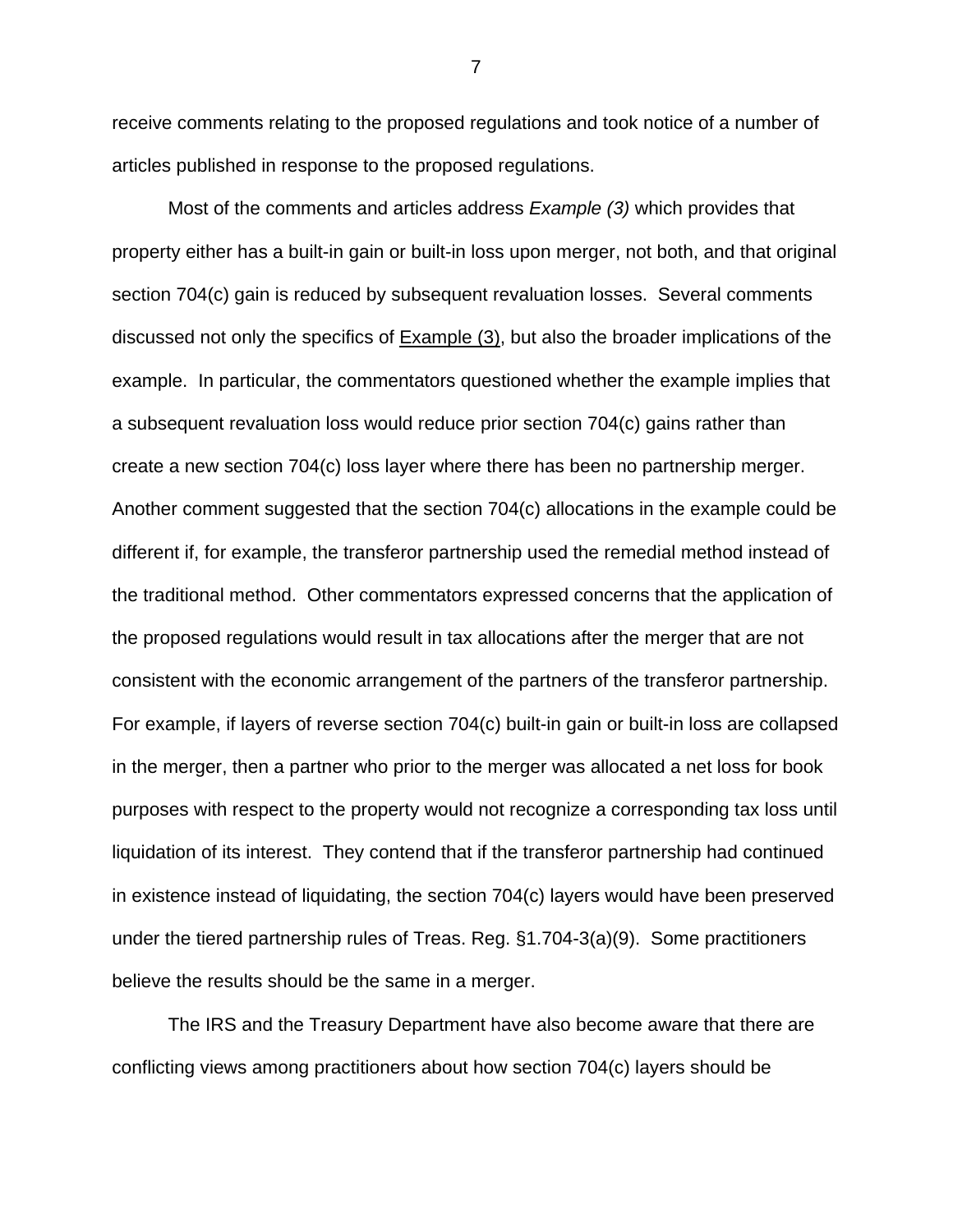receive comments relating to the proposed regulations and took notice of a number of articles published in response to the proposed regulations.

Most of the comments and articles address *Example (3)* which provides that property either has a built-in gain or built-in loss upon merger, not both, and that original section 704(c) gain is reduced by subsequent revaluation losses. Several comments discussed not only the specifics of Example (3), but also the broader implications of the example. In particular, the commentators questioned whether the example implies that a subsequent revaluation loss would reduce prior section 704(c) gains rather than create a new section 704(c) loss layer where there has been no partnership merger. Another comment suggested that the section 704(c) allocations in the example could be different if, for example, the transferor partnership used the remedial method instead of the traditional method. Other commentators expressed concerns that the application of the proposed regulations would result in tax allocations after the merger that are not consistent with the economic arrangement of the partners of the transferor partnership. For example, if layers of reverse section 704(c) built-in gain or built-in loss are collapsed in the merger, then a partner who prior to the merger was allocated a net loss for book purposes with respect to the property would not recognize a corresponding tax loss until liquidation of its interest. They contend that if the transferor partnership had continued in existence instead of liquidating, the section 704(c) layers would have been preserved under the tiered partnership rules of Treas. Reg. §1.704-3(a)(9). Some practitioners believe the results should be the same in a merger.

The IRS and the Treasury Department have also become aware that there are conflicting views among practitioners about how section 704(c) layers should be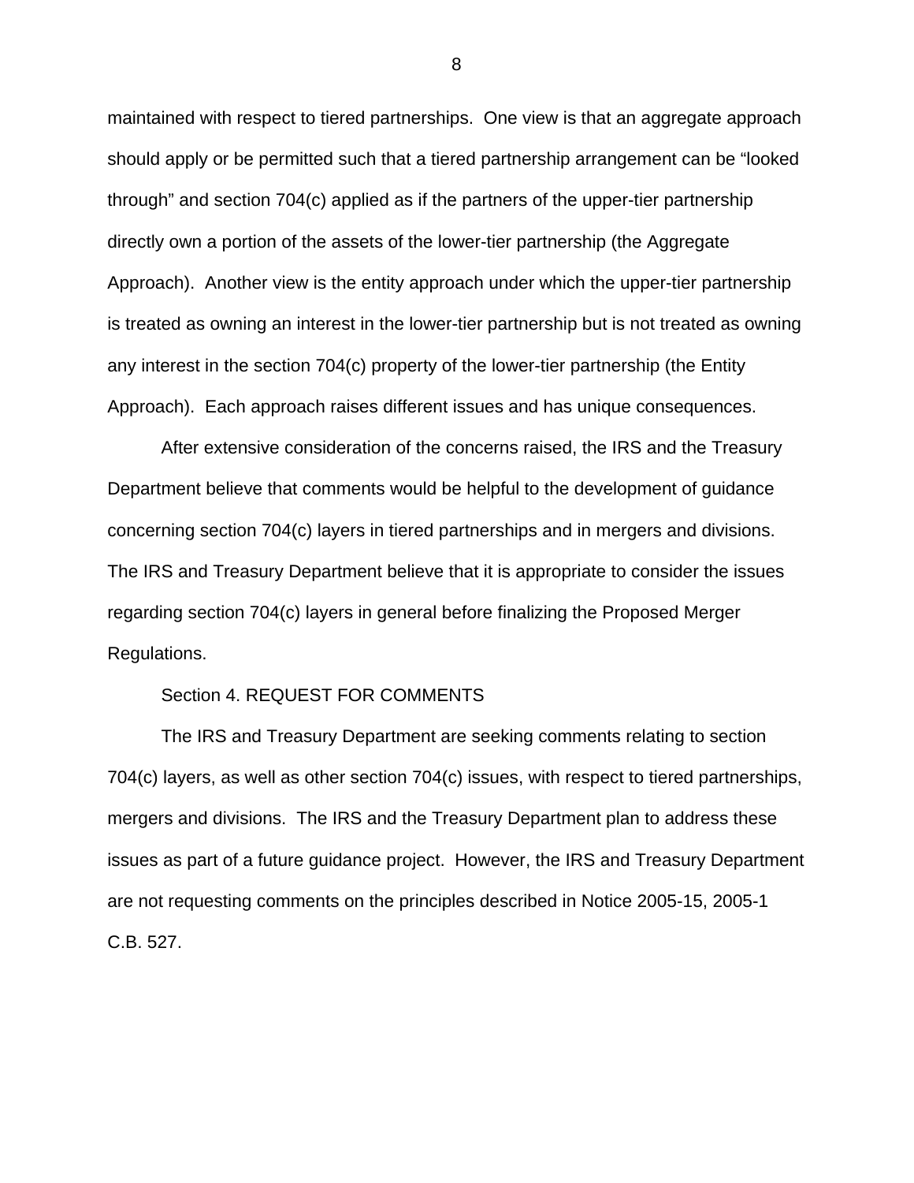maintained with respect to tiered partnerships. One view is that an aggregate approach should apply or be permitted such that a tiered partnership arrangement can be "looked through" and section 704(c) applied as if the partners of the upper-tier partnership directly own a portion of the assets of the lower-tier partnership (the Aggregate Approach). Another view is the entity approach under which the upper-tier partnership is treated as owning an interest in the lower-tier partnership but is not treated as owning any interest in the section 704(c) property of the lower-tier partnership (the Entity Approach). Each approach raises different issues and has unique consequences.

After extensive consideration of the concerns raised, the IRS and the Treasury Department believe that comments would be helpful to the development of guidance concerning section 704(c) layers in tiered partnerships and in mergers and divisions. The IRS and Treasury Department believe that it is appropriate to consider the issues regarding section 704(c) layers in general before finalizing the Proposed Merger Regulations.

Section 4. REQUEST FOR COMMENTS

The IRS and Treasury Department are seeking comments relating to section 704(c) layers, as well as other section 704(c) issues, with respect to tiered partnerships, mergers and divisions. The IRS and the Treasury Department plan to address these issues as part of a future guidance project. However, the IRS and Treasury Department are not requesting comments on the principles described in Notice 2005-15, 2005-1 C.B. 527.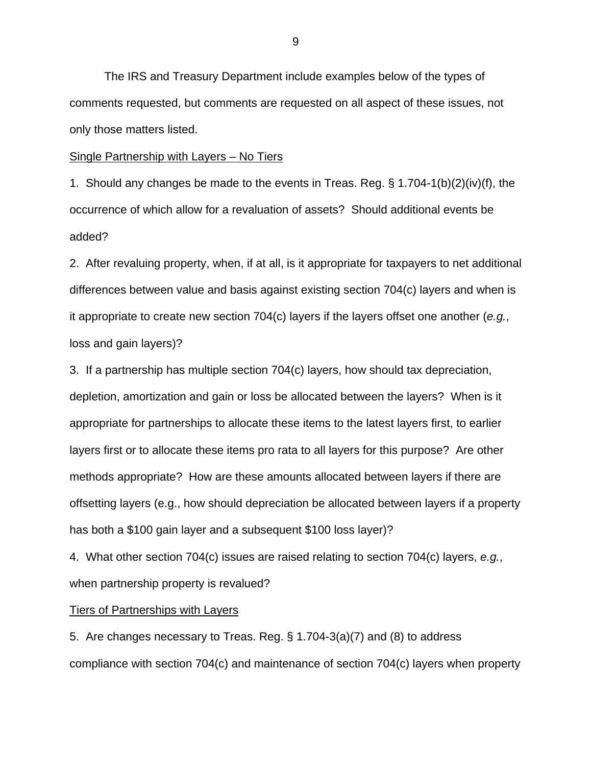The IRS and Treasury Department include examples below of the types of comments requested, but comments are requested on all aspect of these issues, not only those matters listed.

<u>Single Partnership with Layers – No Tiers</u>

1. Should any changes be made to the events in Treas. Reg. § 1.704-1(b)(2)(iv)(f), the occurrence of which allow for a revaluation of assets? Should additional events be added?

2. After revaluing property, when, if at all, is it appropriate for taxpayers to net additional differences between value and basis against existing section 704(c) layers and when is it appropriate to create new section 704(c) layers if the layers offset one another (*e.g.*, loss and gain layers)?

3. If a partnership has multiple section 704(c) layers, how should tax depreciation, depletion, amortization and gain or loss be allocated between the layers? When is it appropriate for partnerships to allocate these items to the latest layers first, to earlier layers first or to allocate these items pro rata to all layers for this purpose? Are other methods appropriate? How are these amounts allocated between layers if there are offsetting layers (e.g., how should depreciation be allocated between layers if a property has both a $100 gain layer and a subsequent $100 loss layer)?

4. What other section 704(c) issues are raised relating to section 704(c) layers, *e.g.*, when partnership property is revalued?

<u>Tiers of Partnerships with Layers</u>

5. Are changes necessary to Treas. Reg. § 1.704-3(a)(7) and (8) to address compliance with section 704(c) and maintenance of section 704(c) layers when property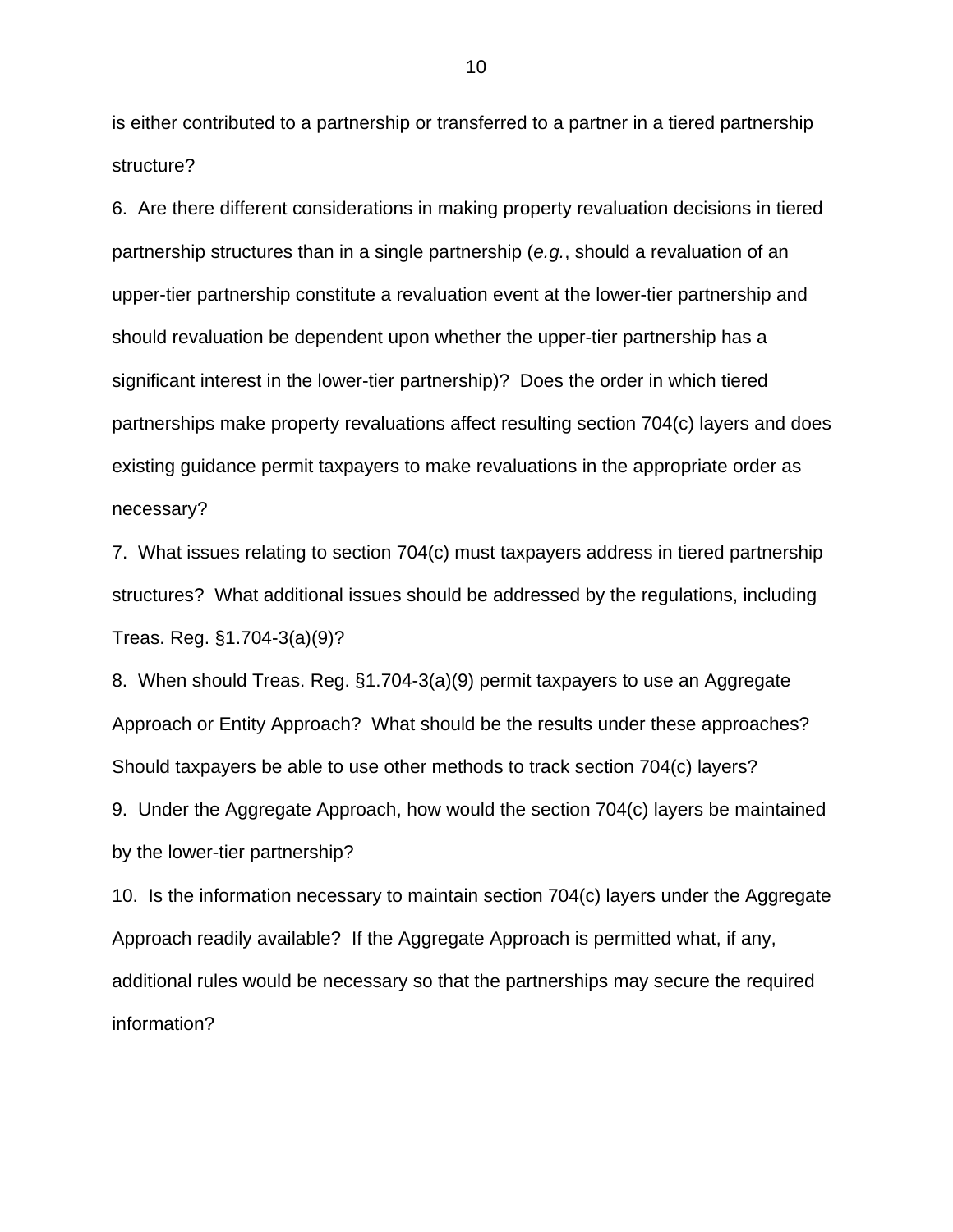is either contributed to a partnership or transferred to a partner in a tiered partnership structure?

6. Are there different considerations in making property revaluation decisions in tiered partnership structures than in a single partnership (*e.g.*, should a revaluation of an upper-tier partnership constitute a revaluation event at the lower-tier partnership and should revaluation be dependent upon whether the upper-tier partnership has a significant interest in the lower-tier partnership)? Does the order in which tiered partnerships make property revaluations affect resulting section 704(c) layers and does existing guidance permit taxpayers to make revaluations in the appropriate order as necessary?

7. What issues relating to section 704(c) must taxpayers address in tiered partnership structures? What additional issues should be addressed by the regulations, including Treas. Reg. §1.704-3(a)(9)?

8. When should Treas. Reg. §1.704-3(a)(9) permit taxpayers to use an Aggregate Approach or Entity Approach? What should be the results under these approaches? Should taxpayers be able to use other methods to track section 704(c) layers?

9. Under the Aggregate Approach, how would the section 704(c) layers be maintained by the lower-tier partnership?

10. Is the information necessary to maintain section 704(c) layers under the Aggregate Approach readily available? If the Aggregate Approach is permitted what, if any, additional rules would be necessary so that the partnerships may secure the required information?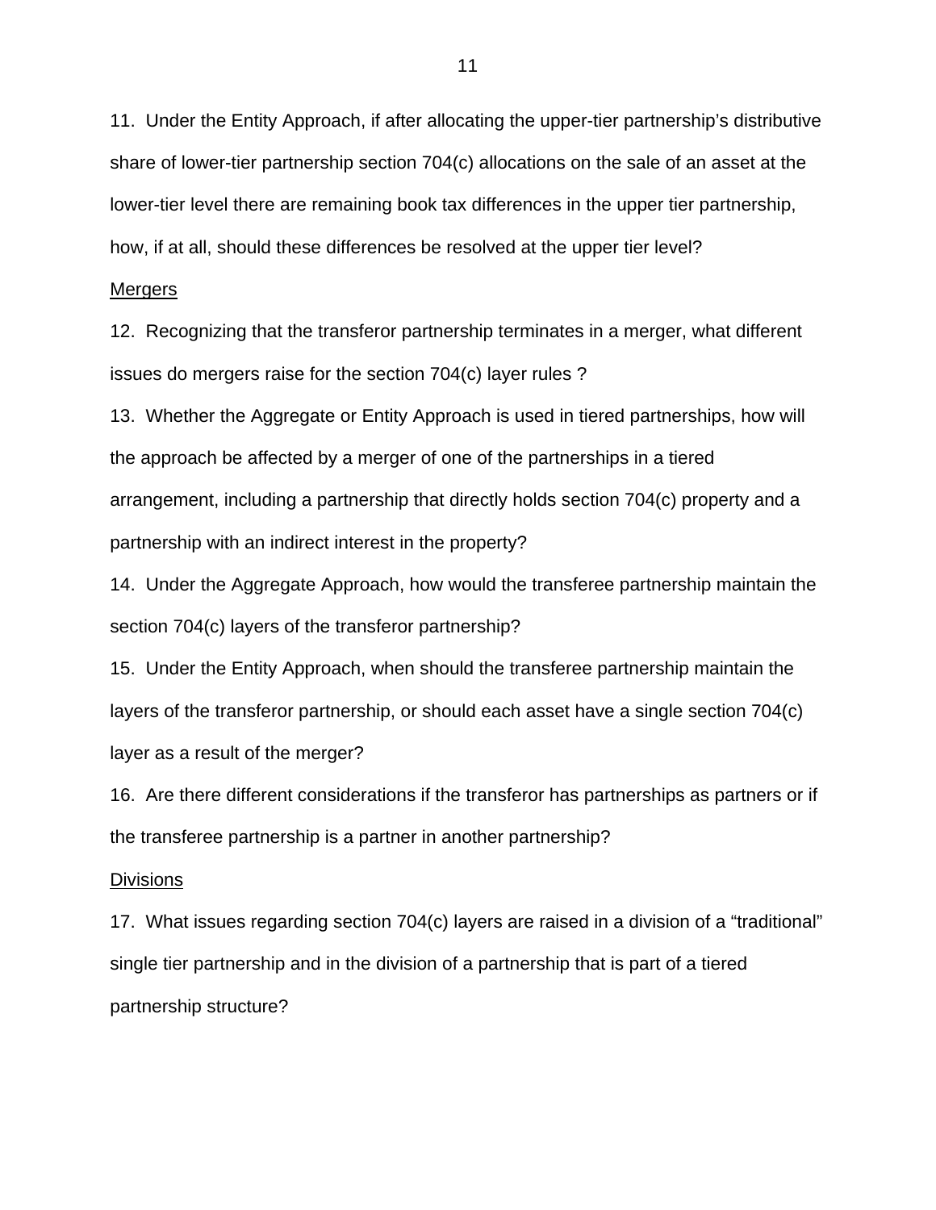11. Under the Entity Approach, if after allocating the upper-tier partnership's distributive share of lower-tier partnership section 704(c) allocations on the sale of an asset at the lower-tier level there are remaining book tax differences in the upper tier partnership, how, if at all, should these differences be resolved at the upper tier level?

<u>Mergers</u>

12. Recognizing that the transferor partnership terminates in a merger, what different issues do mergers raise for the section 704(c) layer rules ?

13. Whether the Aggregate or Entity Approach is used in tiered partnerships, how will the approach be affected by a merger of one of the partnerships in a tiered arrangement, including a partnership that directly holds section 704(c) property and a partnership with an indirect interest in the property?

14. Under the Aggregate Approach, how would the transferee partnership maintain the section 704(c) layers of the transferor partnership?

15. Under the Entity Approach, when should the transferee partnership maintain the layers of the transferor partnership, or should each asset have a single section 704(c) layer as a result of the merger?

16. Are there different considerations if the transferor has partnerships as partners or if the transferee partnership is a partner in another partnership?

<u>Divisions</u>

17. What issues regarding section 704(c) layers are raised in a division of a "traditional" single tier partnership and in the division of a partnership that is part of a tiered partnership structure?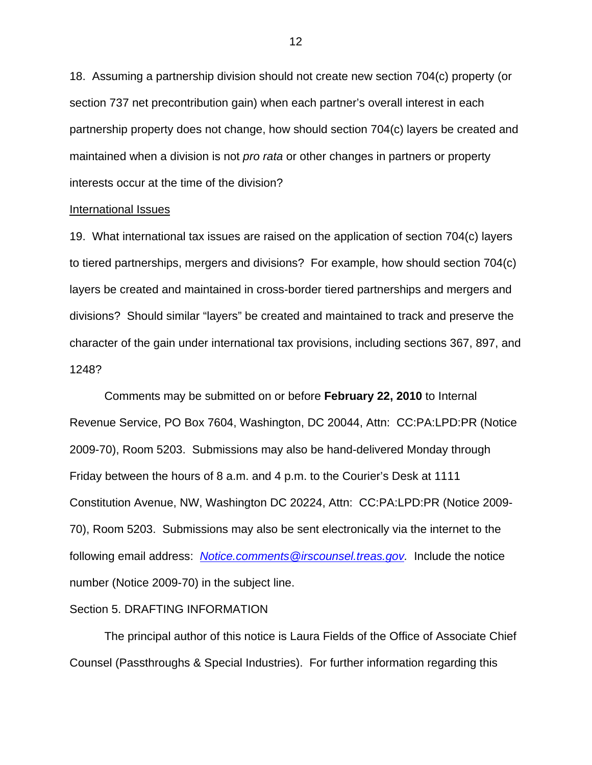18. Assuming a partnership division should not create new section 704(c) property (or section 737 net precontribution gain) when each partner's overall interest in each partnership property does not change, how should section 704(c) layers be created and maintained when a division is not *pro rata* or other changes in partners or property interests occur at the time of the division?

International Issues

19. What international tax issues are raised on the application of section 704(c) layers to tiered partnerships, mergers and divisions? For example, how should section 704(c) layers be created and maintained in cross-border tiered partnerships and mergers and divisions? Should similar "layers" be created and maintained to track and preserve the character of the gain under international tax provisions, including sections 367, 897, and 1248?

Comments may be submitted on or before **February 22, 2010** to Internal Revenue Service, PO Box 7604, Washington, DC 20044, Attn: CC:PA:LPD:PR (Notice 2009-70), Room 5203. Submissions may also be hand-delivered Monday through Friday between the hours of 8 a.m. and 4 p.m. to the Courier's Desk at 1111 Constitution Avenue, NW, Washington DC 20224, Attn: CC:PA:LPD:PR (Notice 2009-70), Room 5203. Submissions may also be sent electronically via the internet to the following email address: *Notice.comments@irscounsel.treas.gov.* Include the notice number (Notice 2009-70) in the subject line.

Section 5. DRAFTING INFORMATION

The principal author of this notice is Laura Fields of the Office of Associate Chief Counsel (Passthroughs & Special Industries). For further information regarding this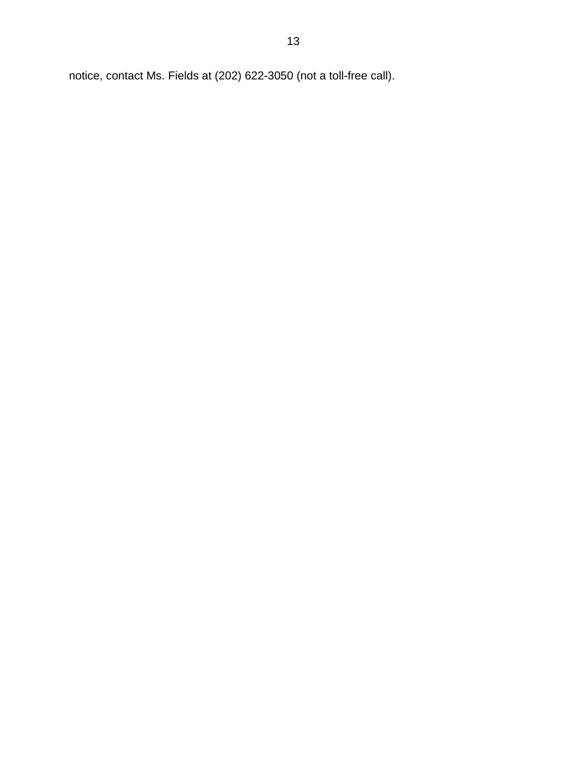notice, contact Ms. Fields at (202) 622-3050 (not a toll-free call).